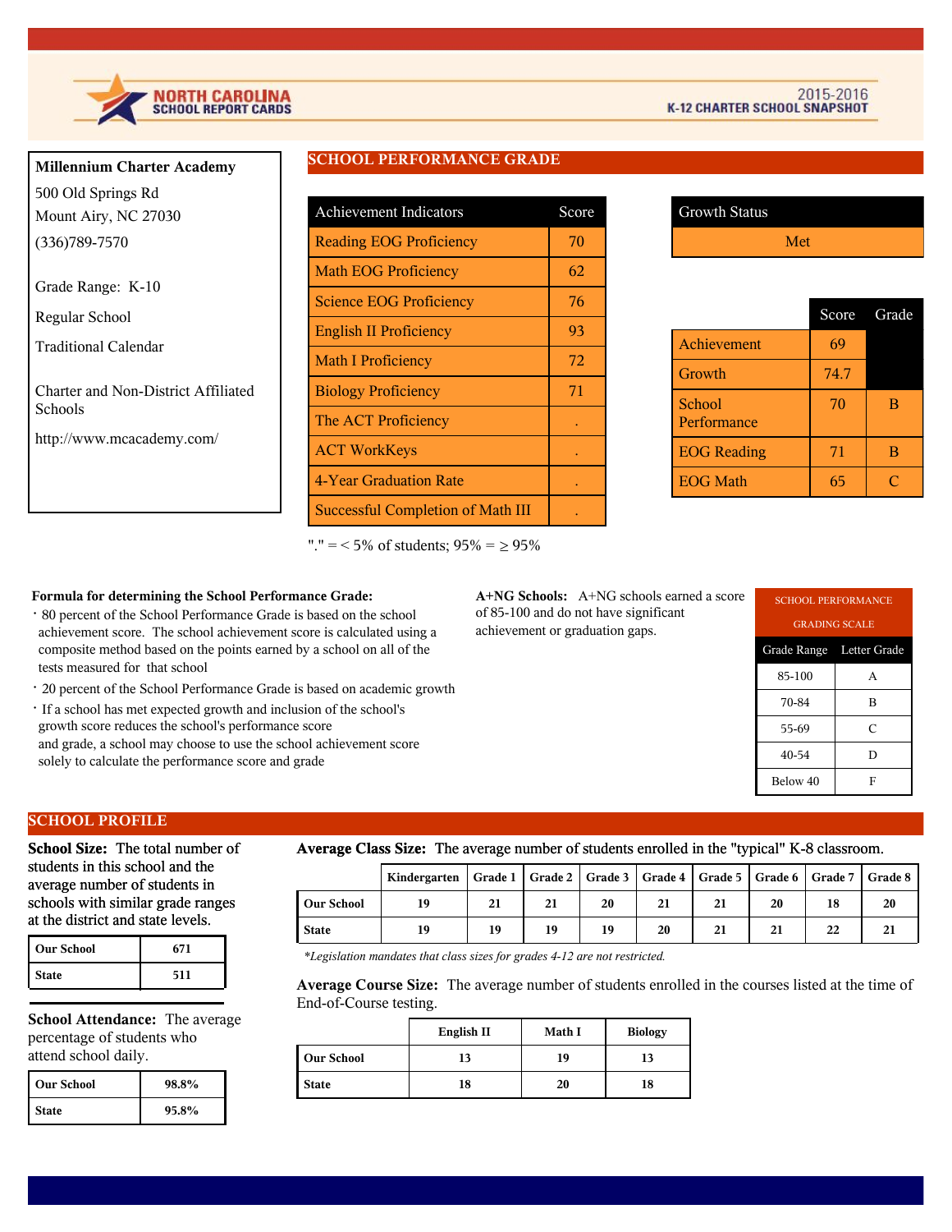# NORTH CAROLINA SCHOOL REPORT CARDS

2015-2016
K-12 CHARTER SCHOOL SNAPSHOT

**Millennium Charter Academy**

500 Old Springs Rd
Mount Airy, NC 27030
(336)789-7570

Grade Range: K-10

Regular School

Traditional Calendar

Charter and Non-District Affiliated Schools

http://www.mcacademy.com/

## SCHOOL PERFORMANCE GRADE

| Achievement Indicators | Score |
|---|---|
| Reading EOG Proficiency | 70 |
| Math EOG Proficiency | 62 |
| Science EOG Proficiency | 76 |
| English II Proficiency | 93 |
| Math I Proficiency | 72 |
| Biology Proficiency | 71 |
| The ACT Proficiency | . |
| ACT WorkKeys | . |
| 4-Year Graduation Rate | . |
| Successful Completion of Math III | . |

"." = < 5% of students; 95% = ≥ 95%

| Growth Status |
|---|
| Met |

| | Score | Grade |
|---|---|---|
| Achievement | 69 | |
| Growth | 74.7 | |
| School Performance | 70 | B |
| EOG Reading | 71 | B |
| EOG Math | 65 | C |

**Formula for determining the School Performance Grade:**

- 80 percent of the School Performance Grade is based on the school achievement score. The school achievement score is calculated using a composite method based on the points earned by a school on all of the tests measured for that school
- 20 percent of the School Performance Grade is based on academic growth
- If a school has met expected growth and inclusion of the school's growth score reduces the school's performance score and grade, a school may choose to use the school achievement score solely to calculate the performance score and grade

**A+NG Schools:** A+NG schools earned a score of 85-100 and do not have significant achievement or graduation gaps.

| SCHOOL PERFORMANCE GRADING SCALE | |
|---|---|
| Grade Range | Letter Grade |
| 85-100 | A |
| 70-84 | B |
| 55-69 | C |
| 40-54 | D |
| Below 40 | F |

## SCHOOL PROFILE

**School Size:** The total number of students in this school and the average number of students in schools with similar grade ranges at the district and state levels.

| | |
|---|---|
| **Our School** | 671 |
| **State** | 511 |

**School Attendance:** The average percentage of students who attend school daily.

| | |
|---|---|
| **Our School** | 98.8% |
| **State** | 95.8% |

**Average Class Size:** The average number of students enrolled in the "typical" K-8 classroom.

| | Kindergarten | Grade 1 | Grade 2 | Grade 3 | Grade 4 | Grade 5 | Grade 6 | Grade 7 | Grade 8 |
|---|---|---|---|---|---|---|---|---|---|
| **Our School** | 19 | 21 | 21 | 20 | 21 | 21 | 20 | 18 | 20 |
| **State** | 19 | 19 | 19 | 19 | 20 | 21 | 21 | 22 | 21 |

*\*Legislation mandates that class sizes for grades 4-12 are not restricted.*

**Average Course Size:** The average number of students enrolled in the courses listed at the time of End-of-Course testing.

| | English II | Math I | Biology |
|---|---|---|---|
| **Our School** | 13 | 19 | 13 |
| **State** | 18 | 20 | 18 |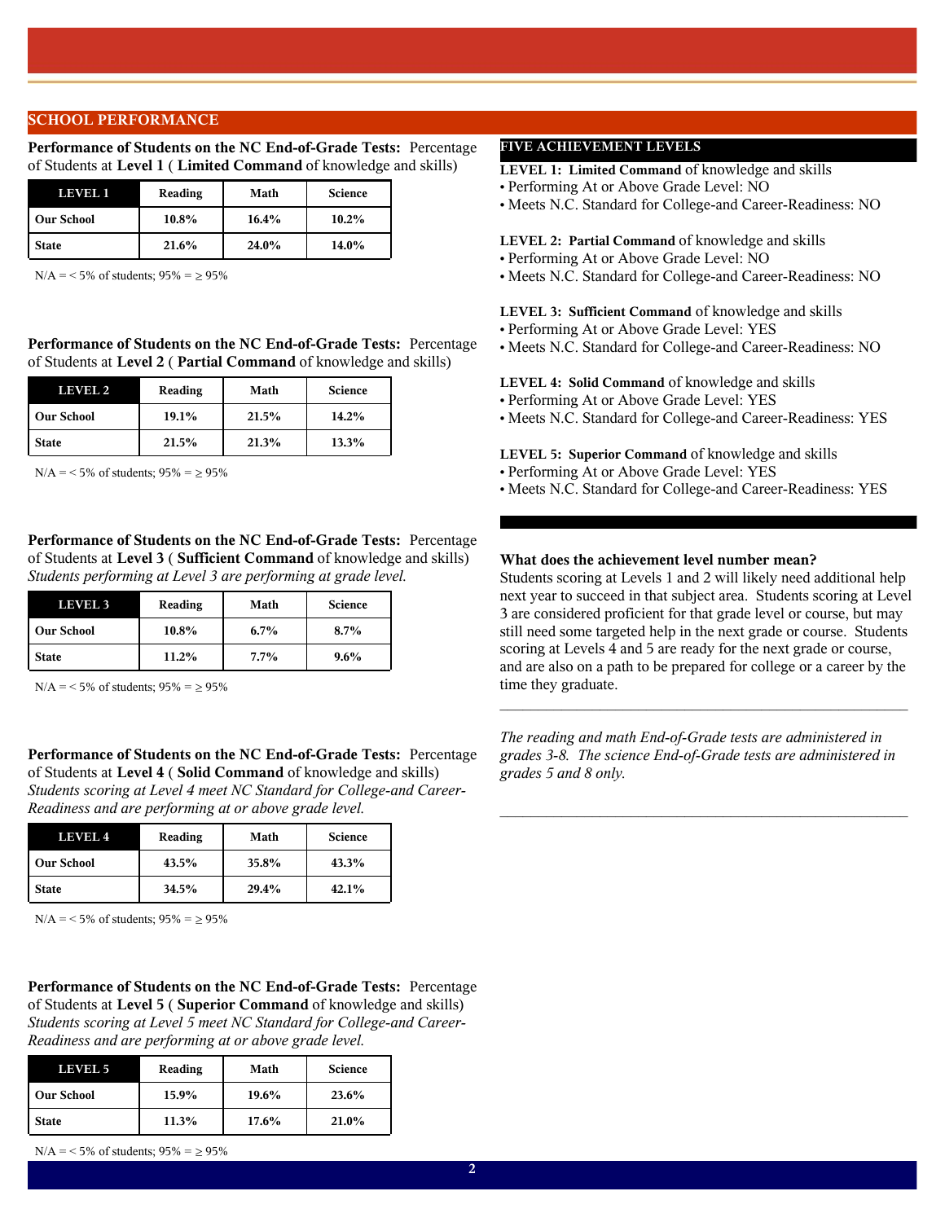## SCHOOL PERFORMANCE

**Performance of Students on the NC End-of-Grade Tests:** Percentage of Students at **Level 1** ( **Limited Command** of knowledge and skills)

| LEVEL 1 | Reading | Math | Science |
|---|---|---|---|
| Our School | 10.8% | 16.4% | 10.2% |
| State | 21.6% | 24.0% | 14.0% |

N/A = < 5% of students; 95% = ≥ 95%

**Performance of Students on the NC End-of-Grade Tests:** Percentage of Students at **Level 2** ( **Partial Command** of knowledge and skills)

| LEVEL 2 | Reading | Math | Science |
|---|---|---|---|
| Our School | 19.1% | 21.5% | 14.2% |
| State | 21.5% | 21.3% | 13.3% |

N/A = < 5% of students; 95% = ≥ 95%

**Performance of Students on the NC End-of-Grade Tests:** Percentage of Students at **Level 3** ( **Sufficient Command** of knowledge and skills) *Students performing at Level 3 are performing at grade level.*

| LEVEL 3 | Reading | Math | Science |
|---|---|---|---|
| Our School | 10.8% | 6.7% | 8.7% |
| State | 11.2% | 7.7% | 9.6% |

N/A = < 5% of students; 95% = ≥ 95%

**Performance of Students on the NC End-of-Grade Tests:** Percentage of Students at **Level 4** ( **Solid Command** of knowledge and skills) *Students scoring at Level 4 meet NC Standard for College-and Career-Readiness and are performing at or above grade level.*

| LEVEL 4 | Reading | Math | Science |
|---|---|---|---|
| Our School | 43.5% | 35.8% | 43.3% |
| State | 34.5% | 29.4% | 42.1% |

N/A = < 5% of students; 95% = ≥ 95%

**Performance of Students on the NC End-of-Grade Tests:** Percentage of Students at **Level 5** ( **Superior Command** of knowledge and skills) *Students scoring at Level 5 meet NC Standard for College-and Career-Readiness and are performing at or above grade level.*

| LEVEL 5 | Reading | Math | Science |
|---|---|---|---|
| Our School | 15.9% | 19.6% | 23.6% |
| State | 11.3% | 17.6% | 21.0% |

N/A = < 5% of students; 95% = ≥ 95%

### FIVE ACHIEVEMENT LEVELS

**LEVEL 1: Limited Command** of knowledge and skills
- Performing At or Above Grade Level: NO
- Meets N.C. Standard for College-and Career-Readiness: NO

**LEVEL 2: Partial Command** of knowledge and skills
- Performing At or Above Grade Level: NO
- Meets N.C. Standard for College-and Career-Readiness: NO

**LEVEL 3: Sufficient Command** of knowledge and skills
- Performing At or Above Grade Level: YES
- Meets N.C. Standard for College-and Career-Readiness: NO

**LEVEL 4: Solid Command** of knowledge and skills
- Performing At or Above Grade Level: YES
- Meets N.C. Standard for College-and Career-Readiness: YES

**LEVEL 5: Superior Command** of knowledge and skills
- Performing At or Above Grade Level: YES
- Meets N.C. Standard for College-and Career-Readiness: YES

**What does the achievement level number mean?**
Students scoring at Levels 1 and 2 will likely need additional help next year to succeed in that subject area. Students scoring at Level 3 are considered proficient for that grade level or course, but may still need some targeted help in the next grade or course. Students scoring at Levels 4 and 5 are ready for the next grade or course, and are also on a path to be prepared for college or a career by the time they graduate.

---

*The reading and math End-of-Grade tests are administered in grades 3-8. The science End-of-Grade tests are administered in grades 5 and 8 only.*

---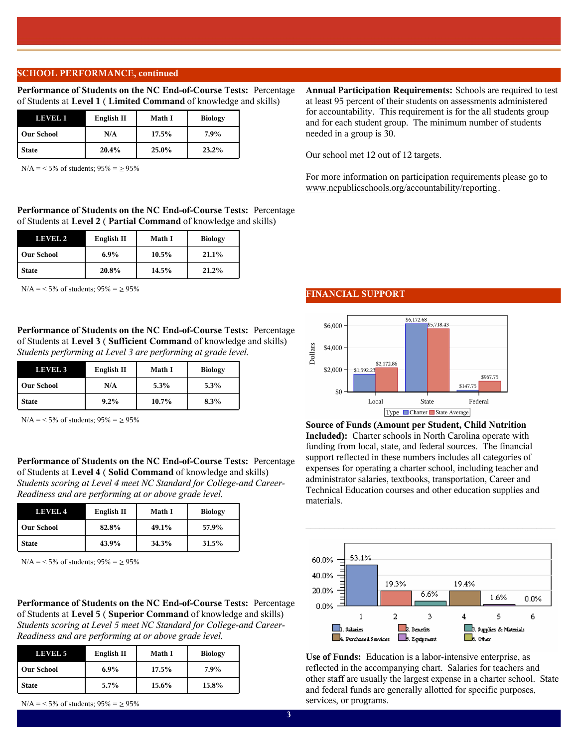## SCHOOL PERFORMANCE, continued

**Performance of Students on the NC End-of-Course Tests:** Percentage of Students at **Level 1** ( **Limited Command** of knowledge and skills)

| LEVEL 1 | English II | Math I | Biology |
|---|---|---|---|
| Our School | N/A | 17.5% | 7.9% |
| State | 20.4% | 25.0% | 23.2% |

N/A = < 5% of students; 95% = ≥ 95%

**Performance of Students on the NC End-of-Course Tests:** Percentage of Students at **Level 2** ( **Partial Command** of knowledge and skills)

| LEVEL 2 | English II | Math I | Biology |
|---|---|---|---|
| Our School | 6.9% | 10.5% | 21.1% |
| State | 20.8% | 14.5% | 21.2% |

N/A = < 5% of students; 95% = ≥ 95%

**Performance of Students on the NC End-of-Course Tests:** Percentage of Students at **Level 3** ( **Sufficient Command** of knowledge and skills) *Students performing at Level 3 are performing at grade level.*

| LEVEL 3 | English II | Math I | Biology |
|---|---|---|---|
| Our School | N/A | 5.3% | 5.3% |
| State | 9.2% | 10.7% | 8.3% |

N/A = < 5% of students; 95% = ≥ 95%

**Performance of Students on the NC End-of-Course Tests:** Percentage of Students at **Level 4** ( **Solid Command** of knowledge and skills) *Students scoring at Level 4 meet NC Standard for College-and Career-Readiness and are performing at or above grade level.*

| LEVEL 4 | English II | Math I | Biology |
|---|---|---|---|
| Our School | 82.8% | 49.1% | 57.9% |
| State | 43.9% | 34.3% | 31.5% |

N/A = < 5% of students; 95% = ≥ 95%

**Performance of Students on the NC End-of-Course Tests:** Percentage of Students at **Level 5** ( **Superior Command** of knowledge and skills) *Students scoring at Level 5 meet NC Standard for College-and Career-Readiness and are performing at or above grade level.*

| LEVEL 5 | English II | Math I | Biology |
|---|---|---|---|
| Our School | 6.9% | 17.5% | 7.9% |
| State | 5.7% | 15.6% | 15.8% |

N/A = < 5% of students; 95% = ≥ 95%

**Annual Participation Requirements:** Schools are required to test at least 95 percent of their students on assessments administered for accountability. This requirement is for the all students group and for each student group. The minimum number of students needed in a group is 30.

Our school met 12 out of 12 targets.

For more information on participation requirements please go to www.ncpublicschools.org/accountability/reporting.

## FINANCIAL SUPPORT

| Type | Local | State | Federal |
|---|---|---|---|
| Charter | $1,592.23 | $6,172.68 | $147.75 |
| State Average | $2,172.86 | $5,718.43 | $967.75 |

**Source of Funds (Amount per Student, Child Nutrition Included):** Charter schools in North Carolina operate with funding from local, state, and federal sources. The financial support reflected in these numbers includes all categories of expenses for operating a charter school, including teacher and administrator salaries, textbooks, transportation, Career and Technical Education courses and other education supplies and materials.

| Category | Percentage |
|---|---|
| 1. Salaries | 53.1% |
| 2. Benefits | 19.3% |
| 3. Supplies & Materials | 6.6% |
| 4. Purchased Services | 19.4% |
| 5. Equipment | 1.6% |
| 6. Other | 0.0% |

**Use of Funds:** Education is a labor-intensive enterprise, as reflected in the accompanying chart. Salaries for teachers and other staff are usually the largest expense in a charter school. State and federal funds are generally allotted for specific purposes, services, or programs.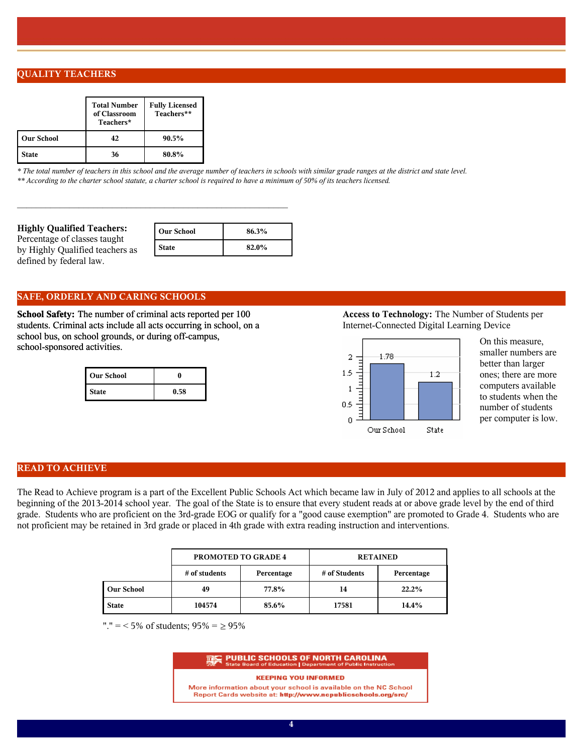## QUALITY TEACHERS

| | Total Number of Classroom Teachers* | Fully Licensed Teachers** |
|---|---|---|
| **Our School** | **42** | **90.5%** |
| **State** | **36** | **80.8%** |

*\* The total number of teachers in this school and the average number of teachers in schools with similar grade ranges at the district and state level.*
*\*\* According to the charter school statute, a charter school is required to have a minimum of 50% of its teachers licensed.*

**Highly Qualified Teachers:** Percentage of classes taught by Highly Qualified teachers as defined by federal law.

| | |
|---|---|
| **Our School** | **86.3%** |
| **State** | **82.0%** |

## SAFE, ORDERLY AND CARING SCHOOLS

**School Safety:** The number of criminal acts reported per 100 students. Criminal acts include all acts occurring in school, on a school bus, on school grounds, or during off-campus, school-sponsored activities.

| | |
|---|---|
| **Our School** | **0** |
| **State** | **0.58** |

**Access to Technology:** The Number of Students per Internet-Connected Digital Learning Device

2
1.5
1
0.5
0
1.78
1.2
Our School
State

On this measure, smaller numbers are better than larger ones; there are more computers available to students when the number of students per computer is low.

## READ TO ACHIEVE

The Read to Achieve program is a part of the Excellent Public Schools Act which became law in July of 2012 and applies to all schools at the beginning of the 2013-2014 school year. The goal of the State is to ensure that every student reads at or above grade level by the end of third grade. Students who are proficient on the 3rd-grade EOG or qualify for a "good cause exemption" are promoted to Grade 4. Students who are not proficient may be retained in 3rd grade or placed in 4th grade with extra reading instruction and interventions.

| | PROMOTED TO GRADE 4 | | RETAINED | |
|---|---|---|---|---|
| | # of students | Percentage | # of Students | Percentage |
| **Our School** | **49** | **77.8%** | **14** | **22.2%** |
| **State** | **104574** | **85.6%** | **17581** | **14.4%** |

"." = < 5% of students; 95% = ≥ 95%

**PUBLIC SCHOOLS OF NORTH CAROLINA**
State Board of Education | Department of Public Instruction

**KEEPING YOU INFORMED**

More information about your school is available on the NC School Report Cards website at: **http://www.ncpublicschools.org/src/**